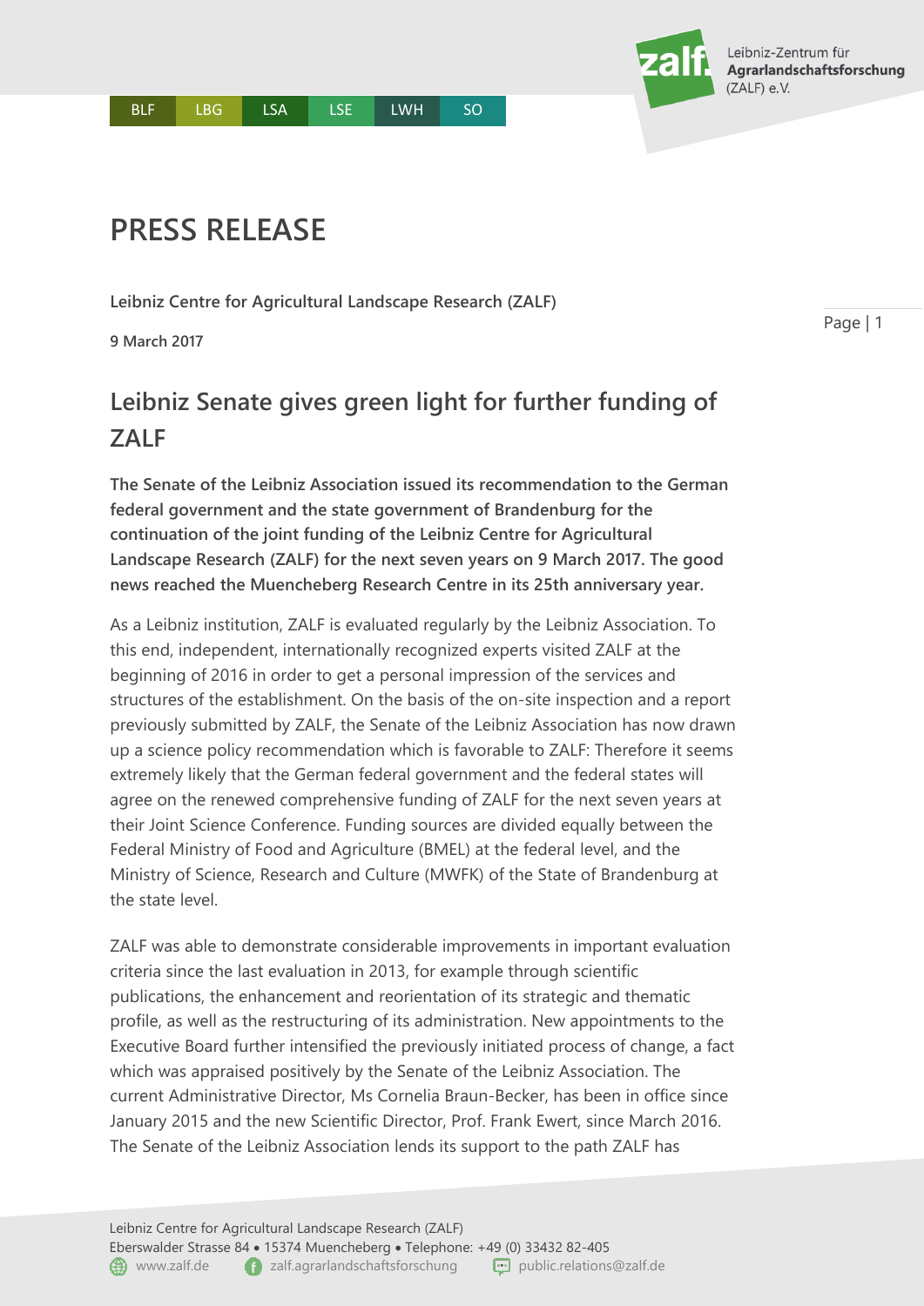# PRESS RELEASE

**Leibniz Centre for Agricultural Landscape Research (ZALF)**

**9 March 2017**

## Leibniz Senate gives green light for further funding of ZALF

**The Senate of the Leibniz Association issued its recommendation to the German federal government and the state government of Brandenburg for the continuation of the joint funding of the Leibniz Centre for Agricultural Landscape Research (ZALF) for the next seven years on 9 March 2017. The good news reached the Muencheberg Research Centre in its 25th anniversary year.**

As a Leibniz institution, ZALF is evaluated regularly by the Leibniz Association. To this end, independent, internationally recognized experts visited ZALF at the beginning of 2016 in order to get a personal impression of the services and structures of the establishment. On the basis of the on-site inspection and a report previously submitted by ZALF, the Senate of the Leibniz Association has now drawn up a science policy recommendation which is favorable to ZALF: Therefore it seems extremely likely that the German federal government and the federal states will agree on the renewed comprehensive funding of ZALF for the next seven years at their Joint Science Conference. Funding sources are divided equally between the Federal Ministry of Food and Agriculture (BMEL) at the federal level, and the Ministry of Science, Research and Culture (MWFK) of the State of Brandenburg at the state level.

ZALF was able to demonstrate considerable improvements in important evaluation criteria since the last evaluation in 2013, for example through scientific publications, the enhancement and reorientation of its strategic and thematic profile, as well as the restructuring of its administration. New appointments to the Executive Board further intensified the previously initiated process of change, a fact which was appraised positively by the Senate of the Leibniz Association. The current Administrative Director, Ms Cornelia Braun-Becker, has been in office since January 2015 and the new Scientific Director, Prof. Frank Ewert, since March 2016. The Senate of the Leibniz Association lends its support to the path ZALF has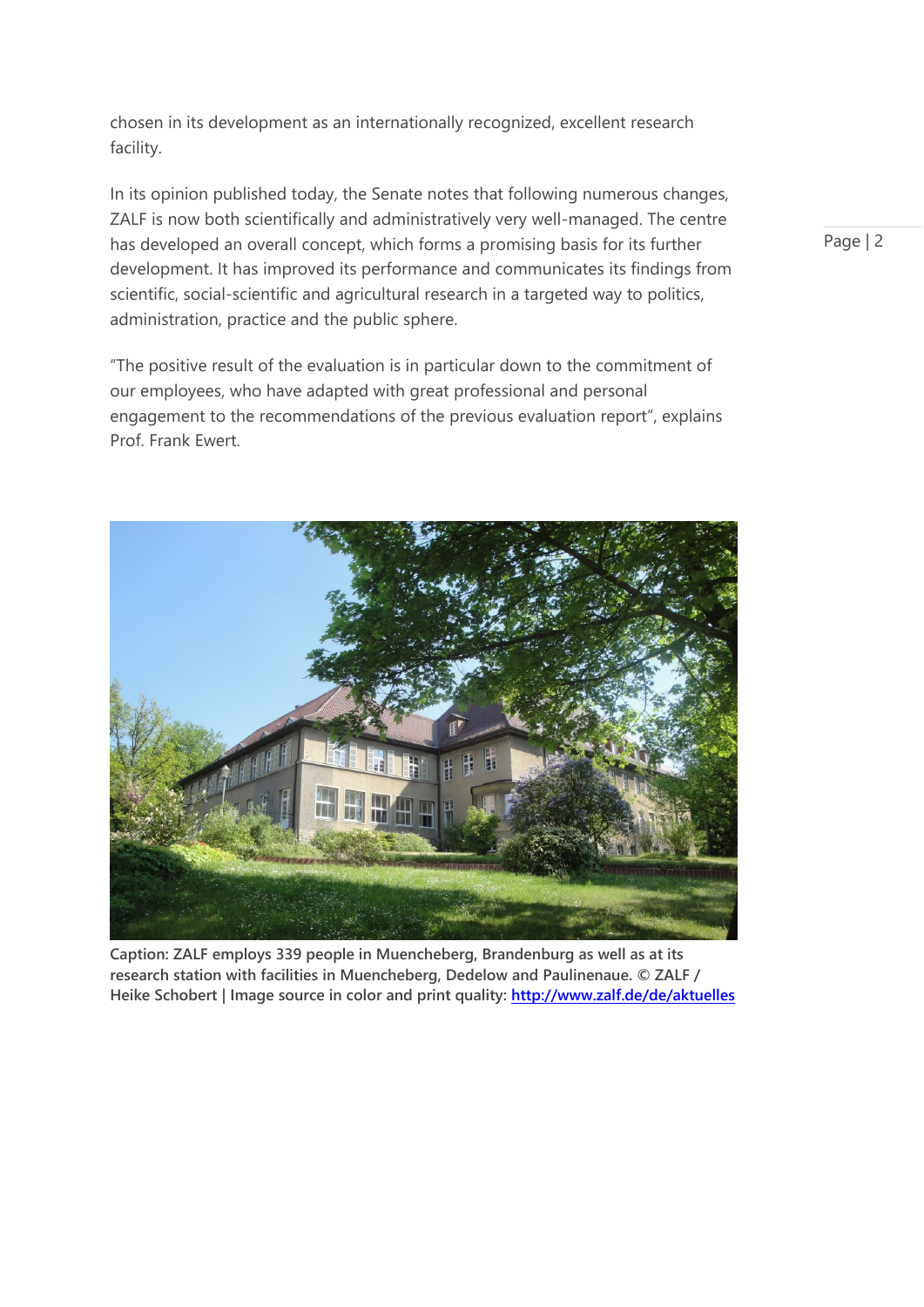chosen in its development as an internationally recognized, excellent research facility.

In its opinion published today, the Senate notes that following numerous changes, ZALF is now both scientifically and administratively very well-managed. The centre has developed an overall concept, which forms a promising basis for its further development. It has improved its performance and communicates its findings from scientific, social-scientific and agricultural research in a targeted way to politics, administration, practice and the public sphere.

"The positive result of the evaluation is in particular down to the commitment of our employees, who have adapted with great professional and personal engagement to the recommendations of the previous evaluation report", explains Prof. Frank Ewert.

**Caption: ZALF employs 339 people in Muencheberg, Brandenburg as well as at its research station with facilities in Muencheberg, Dedelow and Paulinenaue. © ZALF / Heike Schobert | Image source in color and print quality: [http://www.zalf.de/de/aktuelles](http://www.zalf.de/de/aktuelles)**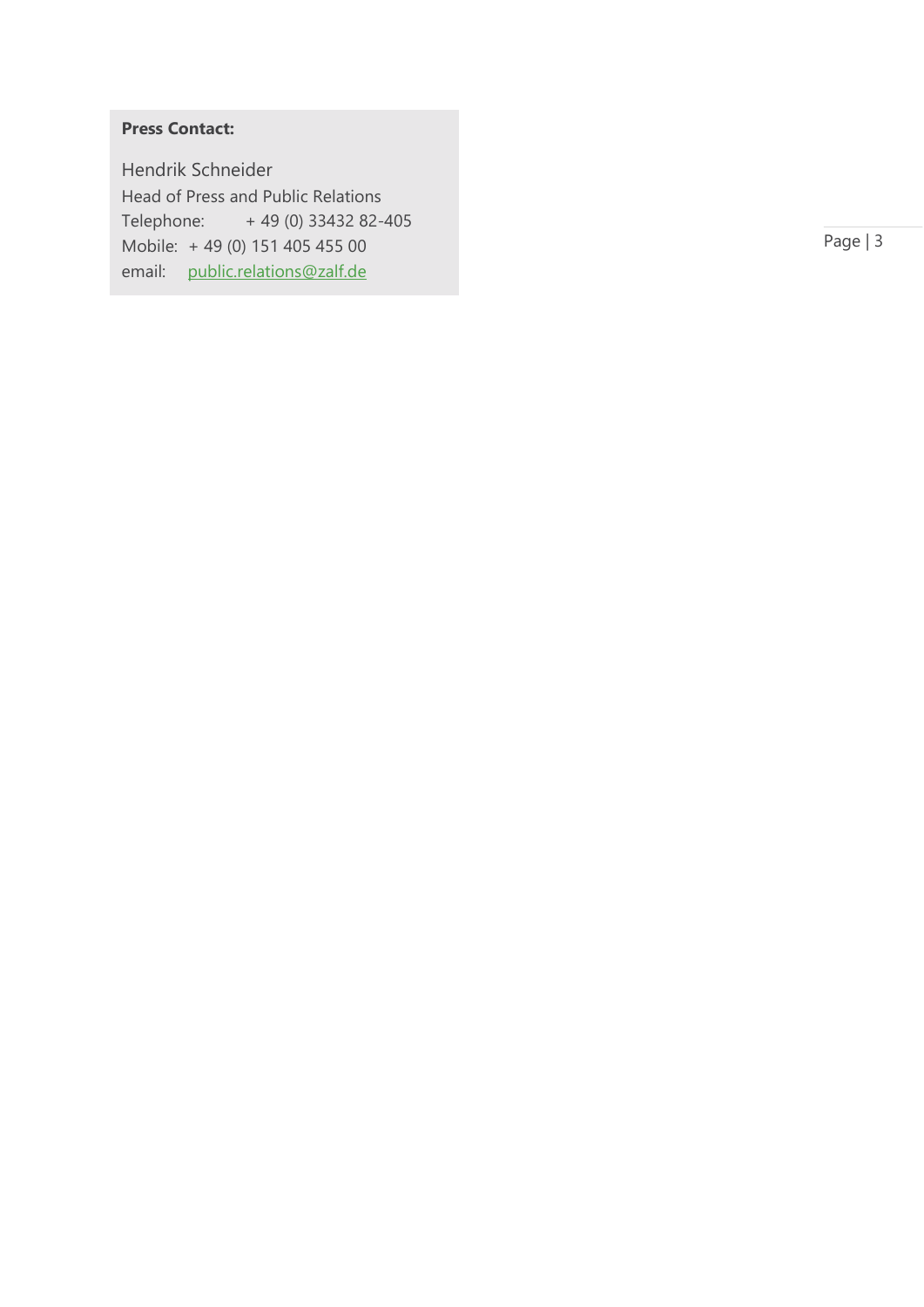**Press Contact:**

Hendrik Schneider
Head of Press and Public Relations
Telephone: + 49 (0) 33432 82-405
Mobile: + 49 (0) 151 405 455 00
email: public.relations@zalf.de